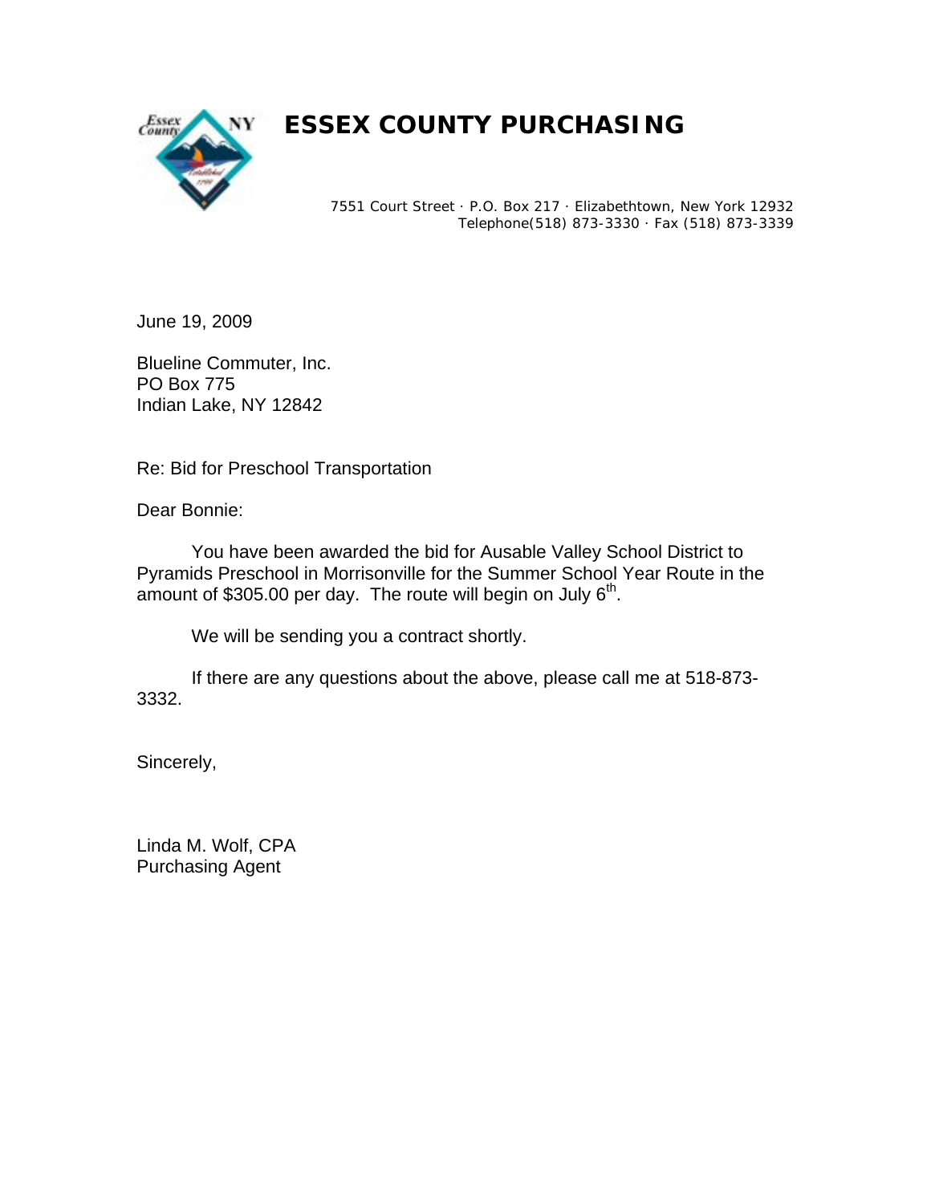# ESSEX COUNTY PURCHASING

7551 Court Street · P.O. Box 217 · Elizabethtown, New York 12932
Telephone(518) 873-3330 · Fax (518) 873-3339

June 19, 2009

Blueline Commuter, Inc.
PO Box 775
Indian Lake, NY 12842

Re: Bid for Preschool Transportation

Dear Bonnie:

You have been awarded the bid for Ausable Valley School District to Pyramids Preschool in Morrisonville for the Summer School Year Route in the amount of $305.00 per day. The route will begin on July 6th.

We will be sending you a contract shortly.

If there are any questions about the above, please call me at 518-873-3332.

Sincerely,

Linda M. Wolf, CPA
Purchasing Agent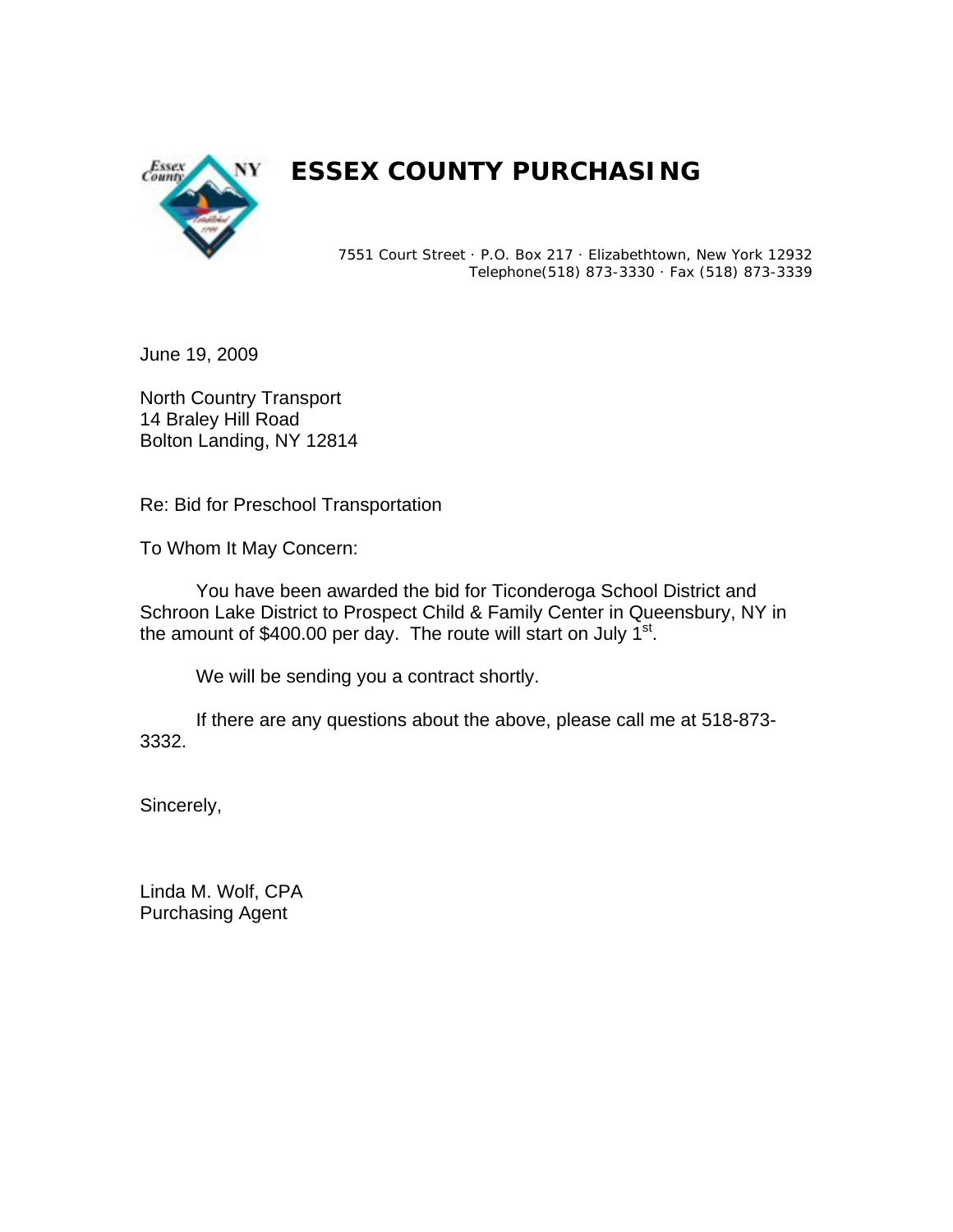# ESSEX COUNTY PURCHASING

7551 Court Street · P.O. Box 217 · Elizabethtown, New York 12932
Telephone(518) 873-3330 · Fax (518) 873-3339

June 19, 2009

North Country Transport
14 Braley Hill Road
Bolton Landing, NY 12814

Re: Bid for Preschool Transportation

To Whom It May Concern:

You have been awarded the bid for Ticonderoga School District and Schroon Lake District to Prospect Child & Family Center in Queensbury, NY in the amount of $400.00 per day. The route will start on July 1st.

We will be sending you a contract shortly.

If there are any questions about the above, please call me at 518-873-3332.

Sincerely,

Linda M. Wolf, CPA
Purchasing Agent